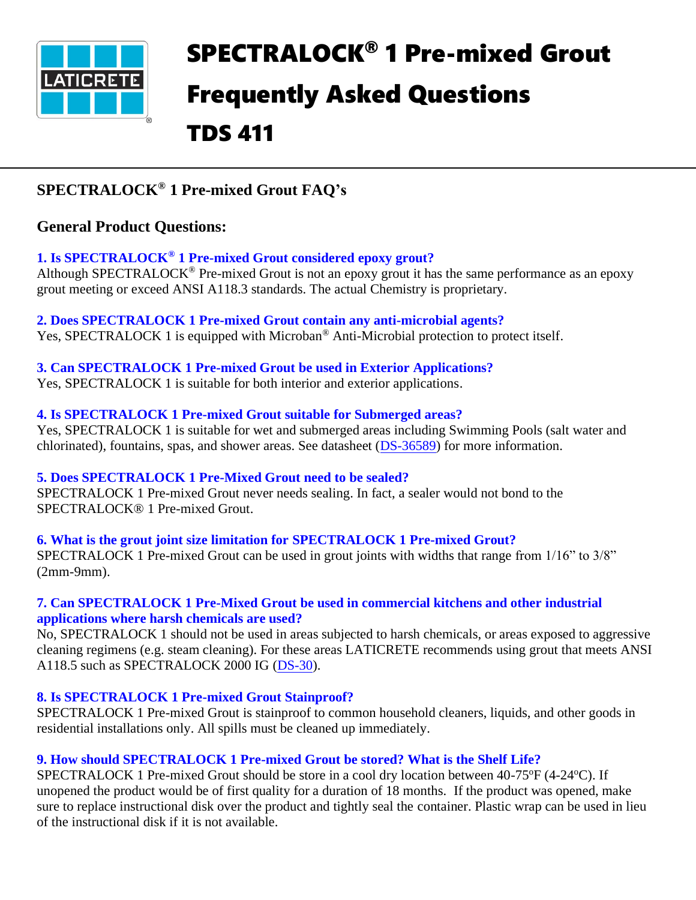# SPECTRALOCK® 1 Pre-mixed Grout Frequently Asked Questions TDS 411

## SPECTRALOCK® 1 Pre-mixed Grout FAQ's

### General Product Questions:

**1. Is SPECTRALOCK® 1 Pre-mixed Grout considered epoxy grout?**
Although SPECTRALOCK® Pre-mixed Grout is not an epoxy grout it has the same performance as an epoxy grout meeting or exceed ANSI A118.3 standards. The actual Chemistry is proprietary.

**2. Does SPECTRALOCK 1 Pre-mixed Grout contain any anti-microbial agents?**
Yes, SPECTRALOCK 1 is equipped with Microban® Anti-Microbial protection to protect itself.

**3. Can SPECTRALOCK 1 Pre-mixed Grout be used in Exterior Applications?**
Yes, SPECTRALOCK 1 is suitable for both interior and exterior applications.

**4. Is SPECTRALOCK 1 Pre-mixed Grout suitable for Submerged areas?**
Yes, SPECTRALOCK 1 is suitable for wet and submerged areas including Swimming Pools (salt water and chlorinated), fountains, spas, and shower areas. See datasheet (DS-36589) for more information.

**5. Does SPECTRALOCK 1 Pre-Mixed Grout need to be sealed?**
SPECTRALOCK 1 Pre-mixed Grout never needs sealing. In fact, a sealer would not bond to the SPECTRALOCK® 1 Pre-mixed Grout.

**6. What is the grout joint size limitation for SPECTRALOCK 1 Pre-mixed Grout?**
SPECTRALOCK 1 Pre-mixed Grout can be used in grout joints with widths that range from 1/16" to 3/8" (2mm-9mm).

**7. Can SPECTRALOCK 1 Pre-Mixed Grout be used in commercial kitchens and other industrial applications where harsh chemicals are used?**
No, SPECTRALOCK 1 should not be used in areas subjected to harsh chemicals, or areas exposed to aggressive cleaning regimens (e.g. steam cleaning). For these areas LATICRETE recommends using grout that meets ANSI A118.5 such as SPECTRALOCK 2000 IG (DS-30).

**8. Is SPECTRALOCK 1 Pre-mixed Grout Stainproof?**
SPECTRALOCK 1 Pre-mixed Grout is stainproof to common household cleaners, liquids, and other goods in residential installations only. All spills must be cleaned up immediately.

**9. How should SPECTRALOCK 1 Pre-mixed Grout be stored? What is the Shelf Life?**
SPECTRALOCK 1 Pre-mixed Grout should be store in a cool dry location between 40-75ºF (4-24ºC). If unopened the product would be of first quality for a duration of 18 months. If the product was opened, make sure to replace instructional disk over the product and tightly seal the container. Plastic wrap can be used in lieu of the instructional disk if it is not available.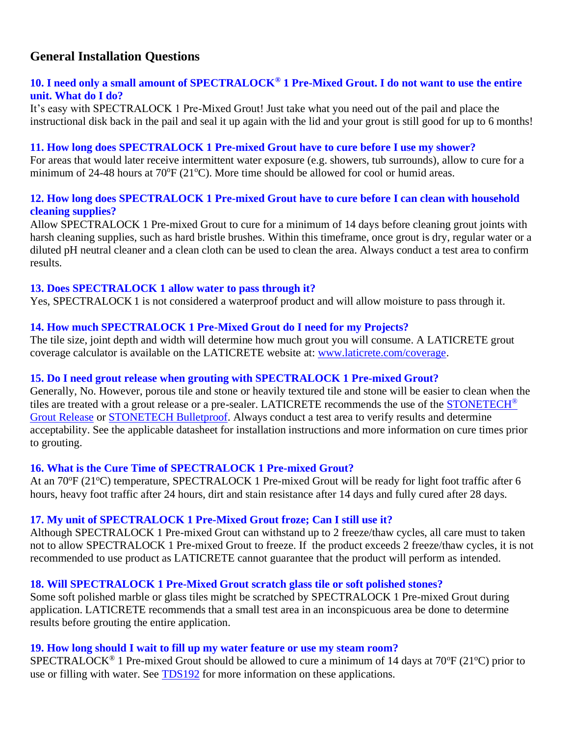## General Installation Questions

### 10. I need only a small amount of SPECTRALOCK® 1 Pre-Mixed Grout. I do not want to use the entire unit. What do I do?

It's easy with SPECTRALOCK 1 Pre-Mixed Grout! Just take what you need out of the pail and place the instructional disk back in the pail and seal it up again with the lid and your grout is still good for up to 6 months!

### 11. How long does SPECTRALOCK 1 Pre-mixed Grout have to cure before I use my shower?

For areas that would later receive intermittent water exposure (e.g. showers, tub surrounds), allow to cure for a minimum of 24-48 hours at 70ºF (21ºC). More time should be allowed for cool or humid areas.

### 12. How long does SPECTRALOCK 1 Pre-mixed Grout have to cure before I can clean with household cleaning supplies?

Allow SPECTRALOCK 1 Pre-mixed Grout to cure for a minimum of 14 days before cleaning grout joints with harsh cleaning supplies, such as hard bristle brushes. Within this timeframe, once grout is dry, regular water or a diluted pH neutral cleaner and a clean cloth can be used to clean the area. Always conduct a test area to confirm results.

### 13. Does SPECTRALOCK 1 allow water to pass through it?

Yes, SPECTRALOCK 1 is not considered a waterproof product and will allow moisture to pass through it.

### 14. How much SPECTRALOCK 1 Pre-Mixed Grout do I need for my Projects?

The tile size, joint depth and width will determine how much grout you will consume. A LATICRETE grout coverage calculator is available on the LATICRETE website at: [www.laticrete.com/coverage](www.laticrete.com/coverage).

### 15. Do I need grout release when grouting with SPECTRALOCK 1 Pre-mixed Grout?

Generally, No. However, porous tile and stone or heavily textured tile and stone will be easier to clean when the tiles are treated with a grout release or a pre-sealer. LATICRETE recommends the use of the STONETECH® Grout Release or STONETECH Bulletproof. Always conduct a test area to verify results and determine acceptability. See the applicable datasheet for installation instructions and more information on cure times prior to grouting.

### 16. What is the Cure Time of SPECTRALOCK 1 Pre-mixed Grout?

At an 70ºF (21ºC) temperature, SPECTRALOCK 1 Pre-mixed Grout will be ready for light foot traffic after 6 hours, heavy foot traffic after 24 hours, dirt and stain resistance after 14 days and fully cured after 28 days.

### 17. My unit of SPECTRALOCK 1 Pre-Mixed Grout froze; Can I still use it?

Although SPECTRALOCK 1 Pre-mixed Grout can withstand up to 2 freeze/thaw cycles, all care must to taken not to allow SPECTRALOCK 1 Pre-mixed Grout to freeze. If the product exceeds 2 freeze/thaw cycles, it is not recommended to use product as LATICRETE cannot guarantee that the product will perform as intended.

### 18. Will SPECTRALOCK 1 Pre-Mixed Grout scratch glass tile or soft polished stones?

Some soft polished marble or glass tiles might be scratched by SPECTRALOCK 1 Pre-mixed Grout during application. LATICRETE recommends that a small test area in an inconspicuous area be done to determine results before grouting the entire application.

### 19. How long should I wait to fill up my water feature or use my steam room?

SPECTRALOCK® 1 Pre-mixed Grout should be allowed to cure a minimum of 14 days at 70ºF (21ºC) prior to use or filling with water. See TDS192 for more information on these applications.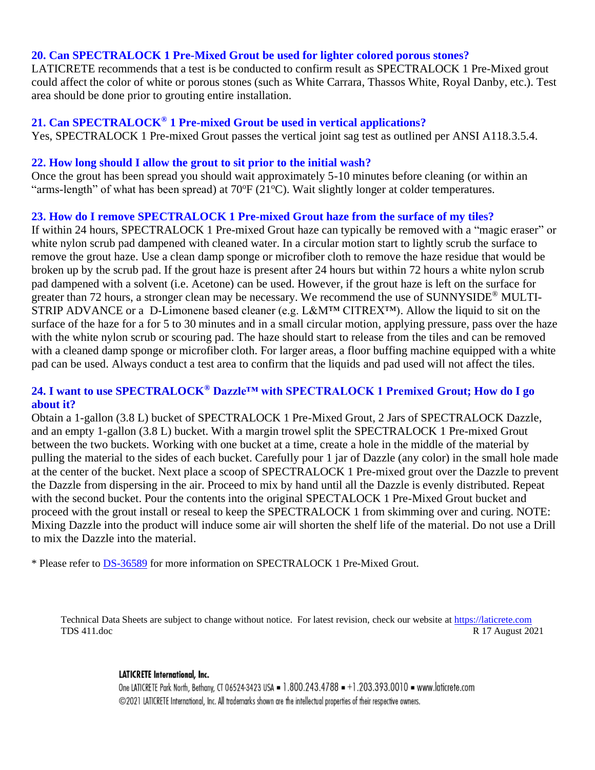### 20. Can SPECTRALOCK 1 Pre-Mixed Grout be used for lighter colored porous stones?

LATICRETE recommends that a test is be conducted to confirm result as SPECTRALOCK 1 Pre-Mixed grout could affect the color of white or porous stones (such as White Carrara, Thassos White, Royal Danby, etc.). Test area should be done prior to grouting entire installation.

### 21. Can SPECTRALOCK® 1 Pre-mixed Grout be used in vertical applications?

Yes, SPECTRALOCK 1 Pre-mixed Grout passes the vertical joint sag test as outlined per ANSI A118.3.5.4.

### 22. How long should I allow the grout to sit prior to the initial wash?

Once the grout has been spread you should wait approximately 5-10 minutes before cleaning (or within an "arms-length" of what has been spread) at 70ºF (21ºC). Wait slightly longer at colder temperatures.

### 23. How do I remove SPECTRALOCK 1 Pre-mixed Grout haze from the surface of my tiles?

If within 24 hours, SPECTRALOCK 1 Pre-mixed Grout haze can typically be removed with a "magic eraser" or white nylon scrub pad dampened with cleaned water. In a circular motion start to lightly scrub the surface to remove the grout haze. Use a clean damp sponge or microfiber cloth to remove the haze residue that would be broken up by the scrub pad. If the grout haze is present after 24 hours but within 72 hours a white nylon scrub pad dampened with a solvent (i.e. Acetone) can be used. However, if the grout haze is left on the surface for greater than 72 hours, a stronger clean may be necessary. We recommend the use of SUNNYSIDE® MULTI-STRIP ADVANCE or a D-Limonene based cleaner (e.g. L&M™ CITREX™). Allow the liquid to sit on the surface of the haze for a for 5 to 30 minutes and in a small circular motion, applying pressure, pass over the haze with the white nylon scrub or scouring pad. The haze should start to release from the tiles and can be removed with a cleaned damp sponge or microfiber cloth. For larger areas, a floor buffing machine equipped with a white pad can be used. Always conduct a test area to confirm that the liquids and pad used will not affect the tiles.

### 24. I want to use SPECTRALOCK® Dazzle™ with SPECTRALOCK 1 Premixed Grout; How do I go about it?

Obtain a 1-gallon (3.8 L) bucket of SPECTRALOCK 1 Pre-Mixed Grout, 2 Jars of SPECTRALOCK Dazzle, and an empty 1-gallon (3.8 L) bucket. With a margin trowel split the SPECTRALOCK 1 Pre-mixed Grout between the two buckets. Working with one bucket at a time, create a hole in the middle of the material by pulling the material to the sides of each bucket. Carefully pour 1 jar of Dazzle (any color) in the small hole made at the center of the bucket. Next place a scoop of SPECTRALOCK 1 Pre-mixed grout over the Dazzle to prevent the Dazzle from dispersing in the air. Proceed to mix by hand until all the Dazzle is evenly distributed. Repeat with the second bucket. Pour the contents into the original SPECTALOCK 1 Pre-Mixed Grout bucket and proceed with the grout install or reseal to keep the SPECTRALOCK 1 from skimming over and curing. NOTE: Mixing Dazzle into the product will induce some air will shorten the shelf life of the material. Do not use a Drill to mix the Dazzle into the material.

* Please refer to DS-36589 for more information on SPECTRALOCK 1 Pre-Mixed Grout.

Technical Data Sheets are subject to change without notice. For latest revision, check our website at https://laticrete.com
TDS 411.doc R 17 August 2021

**LATICRETE International, Inc.**
One LATICRETE Park North, Bethany, CT 06524-3423 USA ▪ 1.800.243.4788 ▪ +1.203.393.0010 ▪ www.laticrete.com
©2021 LATICRETE International, Inc. All trademarks shown are the intellectual properties of their respective owners.